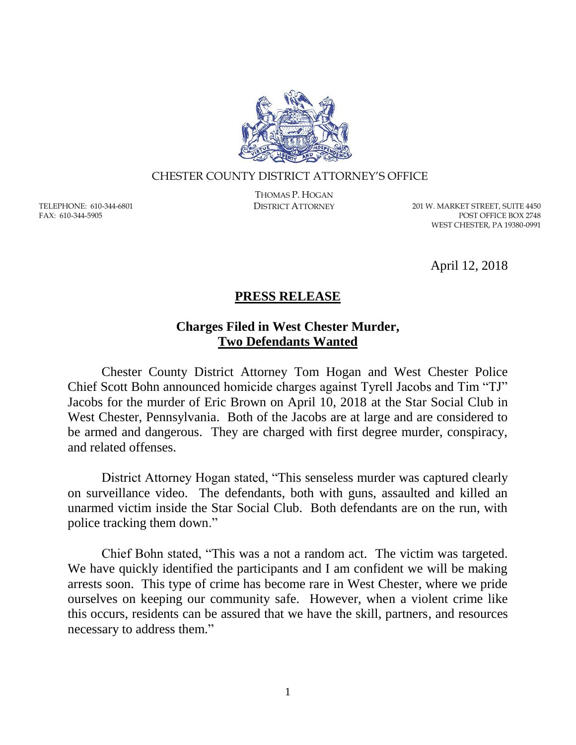CHESTER COUNTY DISTRICT ATTORNEY'S OFFICE

THOMAS P. HOGAN
DISTRICT ATTORNEY

TELEPHONE: 610-344-6801
FAX: 610-344-5905

201 W. MARKET STREET, SUITE 4450
POST OFFICE BOX 2748
WEST CHESTER, PA 19380-0991

April 12, 2018

# PRESS RELEASE

## Charges Filed in West Chester Murder, Two Defendants Wanted

Chester County District Attorney Tom Hogan and West Chester Police Chief Scott Bohn announced homicide charges against Tyrell Jacobs and Tim "TJ" Jacobs for the murder of Eric Brown on April 10, 2018 at the Star Social Club in West Chester, Pennsylvania. Both of the Jacobs are at large and are considered to be armed and dangerous. They are charged with first degree murder, conspiracy, and related offenses.

District Attorney Hogan stated, "This senseless murder was captured clearly on surveillance video. The defendants, both with guns, assaulted and killed an unarmed victim inside the Star Social Club. Both defendants are on the run, with police tracking them down."

Chief Bohn stated, "This was a not a random act. The victim was targeted. We have quickly identified the participants and I am confident we will be making arrests soon. This type of crime has become rare in West Chester, where we pride ourselves on keeping our community safe. However, when a violent crime like this occurs, residents can be assured that we have the skill, partners, and resources necessary to address them."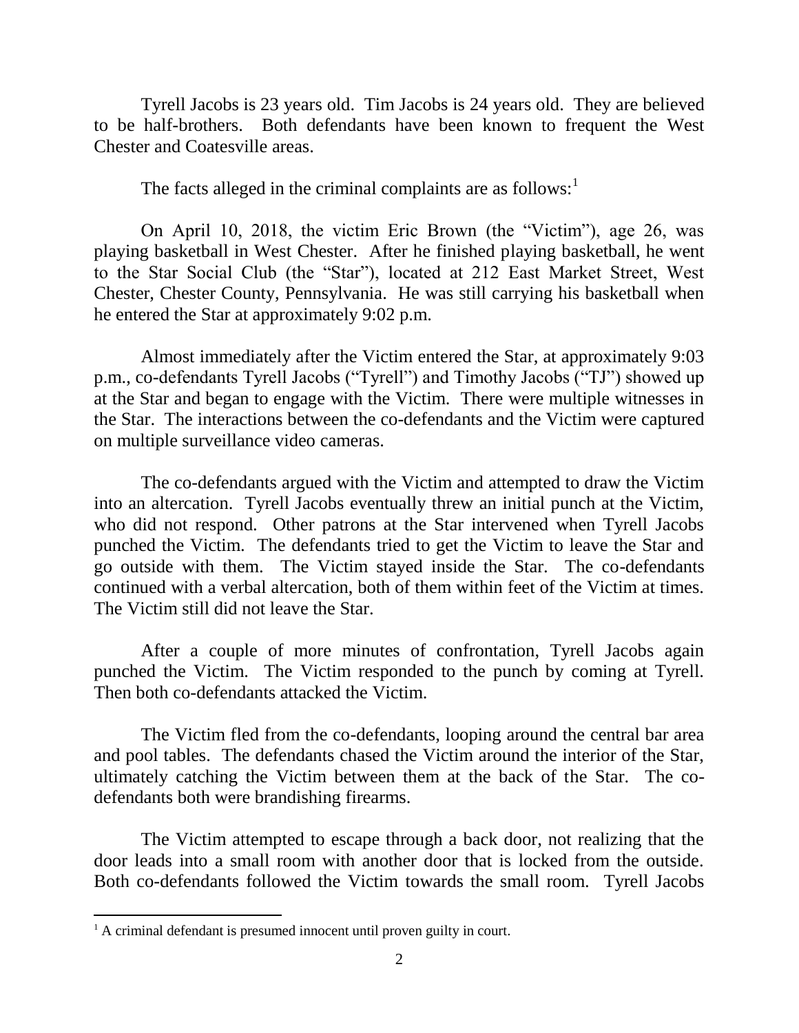Tyrell Jacobs is 23 years old. Tim Jacobs is 24 years old. They are believed to be half-brothers. Both defendants have been known to frequent the West Chester and Coatesville areas.

The facts alleged in the criminal complaints are as follows:[1]

On April 10, 2018, the victim Eric Brown (the "Victim"), age 26, was playing basketball in West Chester. After he finished playing basketball, he went to the Star Social Club (the "Star"), located at 212 East Market Street, West Chester, Chester County, Pennsylvania. He was still carrying his basketball when he entered the Star at approximately 9:02 p.m.

Almost immediately after the Victim entered the Star, at approximately 9:03 p.m., co-defendants Tyrell Jacobs ("Tyrell") and Timothy Jacobs ("TJ") showed up at the Star and began to engage with the Victim. There were multiple witnesses in the Star. The interactions between the co-defendants and the Victim were captured on multiple surveillance video cameras.

The co-defendants argued with the Victim and attempted to draw the Victim into an altercation. Tyrell Jacobs eventually threw an initial punch at the Victim, who did not respond. Other patrons at the Star intervened when Tyrell Jacobs punched the Victim. The defendants tried to get the Victim to leave the Star and go outside with them. The Victim stayed inside the Star. The co-defendants continued with a verbal altercation, both of them within feet of the Victim at times. The Victim still did not leave the Star.

After a couple of more minutes of confrontation, Tyrell Jacobs again punched the Victim. The Victim responded to the punch by coming at Tyrell. Then both co-defendants attacked the Victim.

The Victim fled from the co-defendants, looping around the central bar area and pool tables. The defendants chased the Victim around the interior of the Star, ultimately catching the Victim between them at the back of the Star. The co-defendants both were brandishing firearms.

The Victim attempted to escape through a back door, not realizing that the door leads into a small room with another door that is locked from the outside. Both co-defendants followed the Victim towards the small room. Tyrell Jacobs

---

[1] A criminal defendant is presumed innocent until proven guilty in court.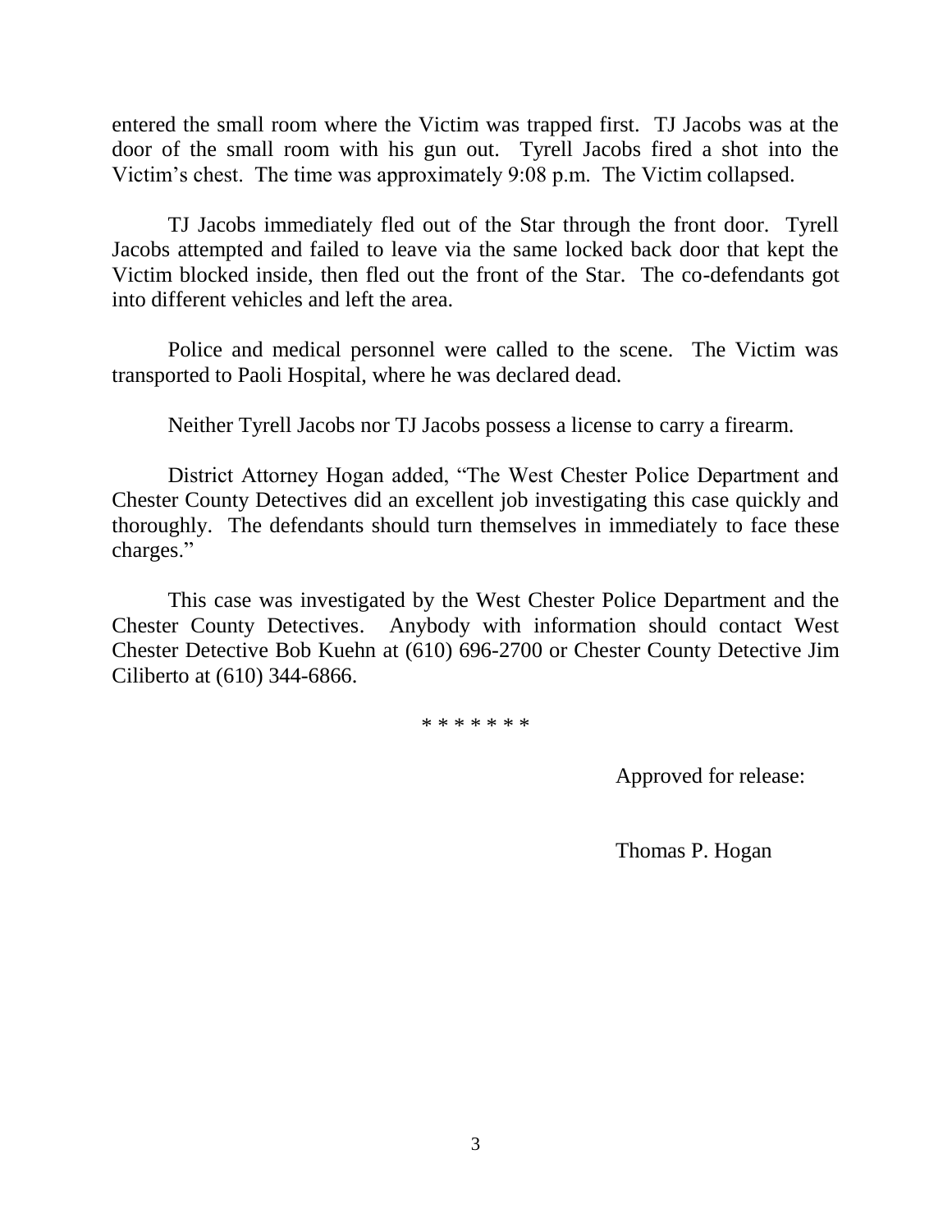entered the small room where the Victim was trapped first. TJ Jacobs was at the door of the small room with his gun out. Tyrell Jacobs fired a shot into the Victim's chest. The time was approximately 9:08 p.m. The Victim collapsed.

TJ Jacobs immediately fled out of the Star through the front door. Tyrell Jacobs attempted and failed to leave via the same locked back door that kept the Victim blocked inside, then fled out the front of the Star. The co-defendants got into different vehicles and left the area.

Police and medical personnel were called to the scene. The Victim was transported to Paoli Hospital, where he was declared dead.

Neither Tyrell Jacobs nor TJ Jacobs possess a license to carry a firearm.

District Attorney Hogan added, "The West Chester Police Department and Chester County Detectives did an excellent job investigating this case quickly and thoroughly. The defendants should turn themselves in immediately to face these charges."

This case was investigated by the West Chester Police Department and the Chester County Detectives. Anybody with information should contact West Chester Detective Bob Kuehn at (610) 696-2700 or Chester County Detective Jim Ciliberto at (610) 344-6866.

* * * * * * *

Approved for release:

Thomas P. Hogan